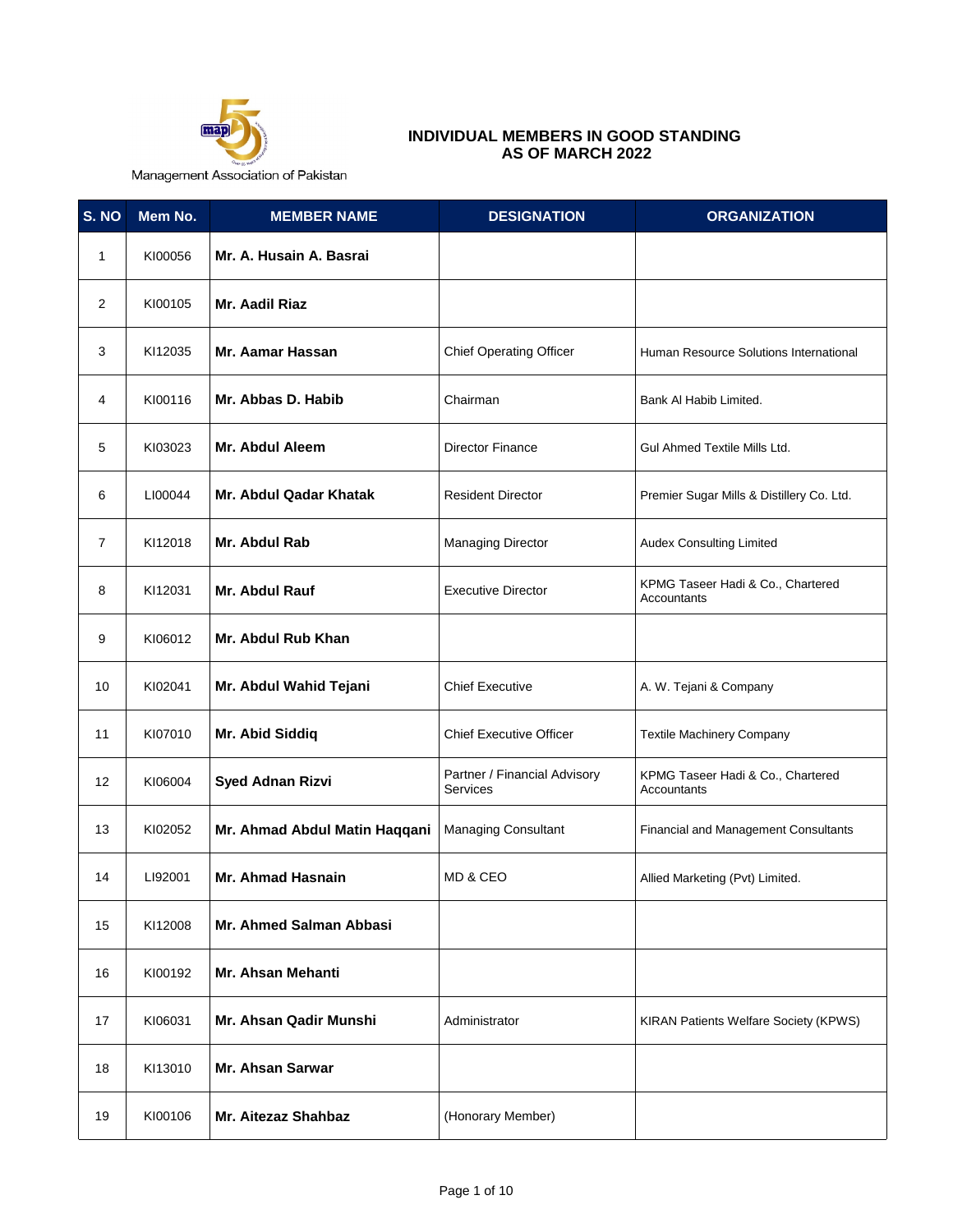Management Association of Pakistan

# INDIVIDUAL MEMBERS IN GOOD STANDING AS OF MARCH 2022

| S. NO | Mem No. | MEMBER NAME | DESIGNATION | ORGANIZATION |
|---|---|---|---|---|
| 1 | KI00056 | **Mr. A. Husain A. Basrai** | | |
| 2 | KI00105 | **Mr. Aadil Riaz** | | |
| 3 | KI12035 | **Mr. Aamar Hassan** | Chief Operating Officer | Human Resource Solutions International |
| 4 | KI00116 | **Mr. Abbas D. Habib** | Chairman | Bank Al Habib Limited. |
| 5 | KI03023 | **Mr. Abdul Aleem** | Director Finance | Gul Ahmed Textile Mills Ltd. |
| 6 | LI00044 | **Mr. Abdul Qadar Khatak** | Resident Director | Premier Sugar Mills & Distillery Co. Ltd. |
| 7 | KI12018 | **Mr. Abdul Rab** | Managing Director | Audex Consulting Limited |
| 8 | KI12031 | **Mr. Abdul Rauf** | Executive Director | KPMG Taseer Hadi & Co., Chartered Accountants |
| 9 | KI06012 | **Mr. Abdul Rub Khan** | | |
| 10 | KI02041 | **Mr. Abdul Wahid Tejani** | Chief Executive | A. W. Tejani & Company |
| 11 | KI07010 | **Mr. Abid Siddiq** | Chief Executive Officer | Textile Machinery Company |
| 12 | KI06004 | **Syed Adnan Rizvi** | Partner / Financial Advisory Services | KPMG Taseer Hadi & Co., Chartered Accountants |
| 13 | KI02052 | **Mr. Ahmad Abdul Matin Haqqani** | Managing Consultant | Financial and Management Consultants |
| 14 | LI92001 | **Mr. Ahmad Hasnain** | MD & CEO | Allied Marketing (Pvt) Limited. |
| 15 | KI12008 | **Mr. Ahmed Salman Abbasi** | | |
| 16 | KI00192 | **Mr. Ahsan Mehanti** | | |
| 17 | KI06031 | **Mr. Ahsan Qadir Munshi** | Administrator | KIRAN Patients Welfare Society (KPWS) |
| 18 | KI13010 | **Mr. Ahsan Sarwar** | | |
| 19 | KI00106 | **Mr. Aitezaz Shahbaz** | (Honorary Member) | |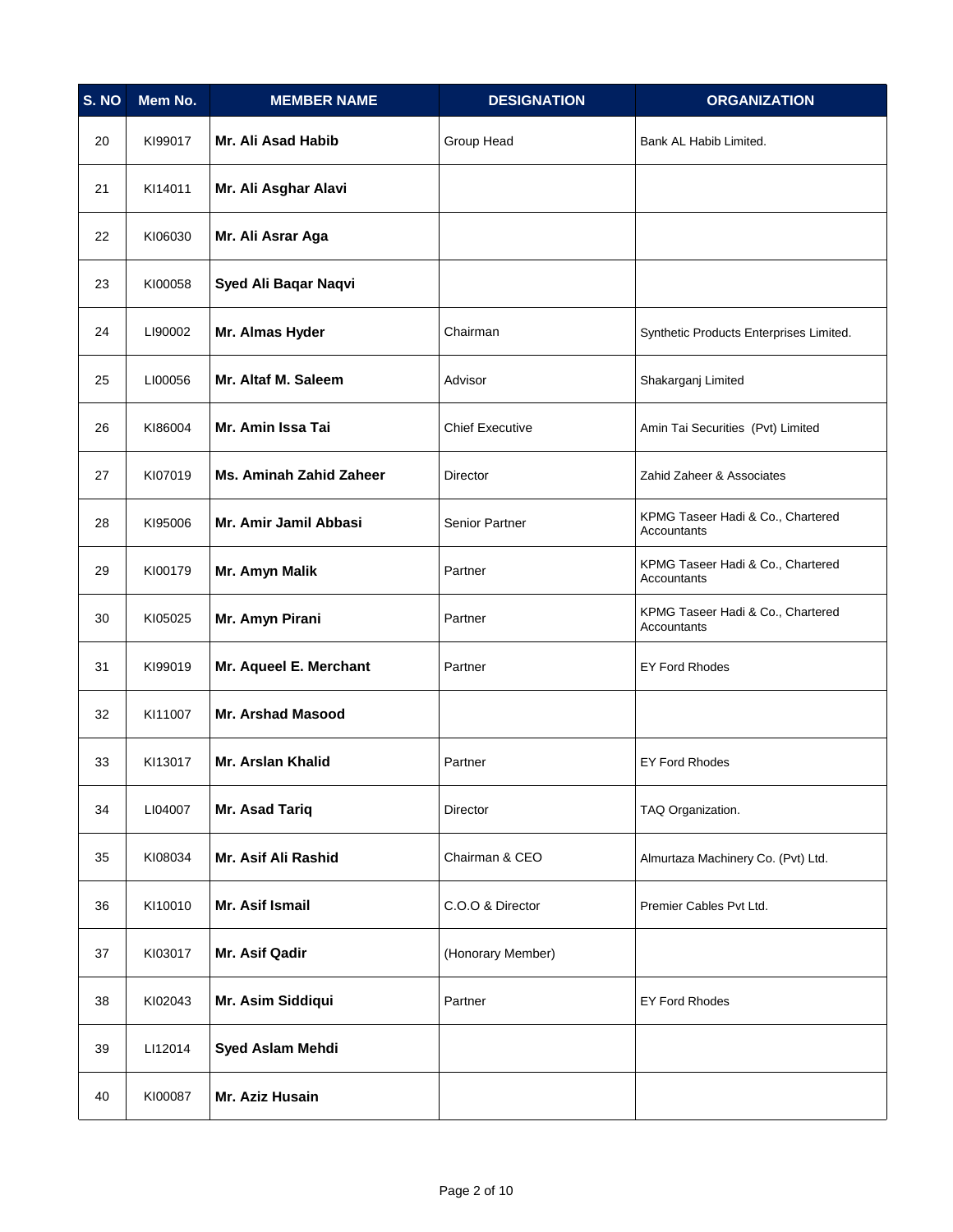| S. NO | Mem No. | MEMBER NAME | DESIGNATION | ORGANIZATION |
|---|---|---|---|---|
| 20 | KI99017 | **Mr. Ali Asad Habib** | Group Head | Bank AL Habib Limited. |
| 21 | KI14011 | **Mr. Ali Asghar Alavi** | | |
| 22 | KI06030 | **Mr. Ali Asrar Aga** | | |
| 23 | KI00058 | **Syed Ali Baqar Naqvi** | | |
| 24 | LI90002 | **Mr. Almas Hyder** | Chairman | Synthetic Products Enterprises Limited. |
| 25 | LI00056 | **Mr. Altaf M. Saleem** | Advisor | Shakarganj Limited |
| 26 | KI86004 | **Mr. Amin Issa Tai** | Chief Executive | Amin Tai Securities (Pvt) Limited |
| 27 | KI07019 | **Ms. Aminah Zahid Zaheer** | Director | Zahid Zaheer & Associates |
| 28 | KI95006 | **Mr. Amir Jamil Abbasi** | Senior Partner | KPMG Taseer Hadi & Co., Chartered Accountants |
| 29 | KI00179 | **Mr. Amyn Malik** | Partner | KPMG Taseer Hadi & Co., Chartered Accountants |
| 30 | KI05025 | **Mr. Amyn Pirani** | Partner | KPMG Taseer Hadi & Co., Chartered Accountants |
| 31 | KI99019 | **Mr. Aqueel E. Merchant** | Partner | EY Ford Rhodes |
| 32 | KI11007 | **Mr. Arshad Masood** | | |
| 33 | KI13017 | **Mr. Arslan Khalid** | Partner | EY Ford Rhodes |
| 34 | LI04007 | **Mr. Asad Tariq** | Director | TAQ Organization. |
| 35 | KI08034 | **Mr. Asif Ali Rashid** | Chairman & CEO | Almurtaza Machinery Co. (Pvt) Ltd. |
| 36 | KI10010 | **Mr. Asif Ismail** | C.O.O & Director | Premier Cables Pvt Ltd. |
| 37 | KI03017 | **Mr. Asif Qadir** | (Honorary Member) | |
| 38 | KI02043 | **Mr. Asim Siddiqui** | Partner | EY Ford Rhodes |
| 39 | LI12014 | **Syed Aslam Mehdi** | | |
| 40 | KI00087 | **Mr. Aziz Husain** | | |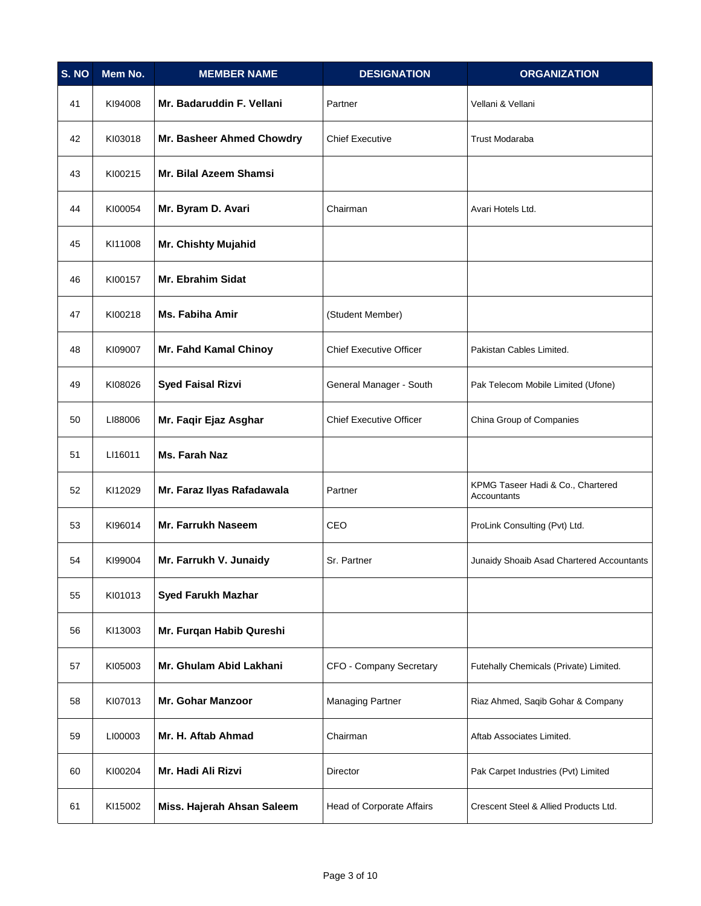| S. NO | Mem No. | MEMBER NAME | DESIGNATION | ORGANIZATION |
|---|---|---|---|---|
| 41 | KI94008 | **Mr. Badaruddin F. Vellani** | Partner | Vellani & Vellani |
| 42 | KI03018 | **Mr. Basheer Ahmed Chowdry** | Chief Executive | Trust Modaraba |
| 43 | KI00215 | **Mr. Bilal Azeem Shamsi** | | |
| 44 | KI00054 | **Mr. Byram D. Avari** | Chairman | Avari Hotels Ltd. |
| 45 | KI11008 | **Mr. Chishty Mujahid** | | |
| 46 | KI00157 | **Mr. Ebrahim Sidat** | | |
| 47 | KI00218 | **Ms. Fabiha Amir** | (Student Member) | |
| 48 | KI09007 | **Mr. Fahd Kamal Chinoy** | Chief Executive Officer | Pakistan Cables Limited. |
| 49 | KI08026 | **Syed Faisal Rizvi** | General Manager - South | Pak Telecom Mobile Limited (Ufone) |
| 50 | LI88006 | **Mr. Faqir Ejaz Asghar** | Chief Executive Officer | China Group of Companies |
| 51 | LI16011 | **Ms. Farah Naz** | | |
| 52 | KI12029 | **Mr. Faraz Ilyas Rafadawala** | Partner | KPMG Taseer Hadi & Co., Chartered Accountants |
| 53 | KI96014 | **Mr. Farrukh Naseem** | CEO | ProLink Consulting (Pvt) Ltd. |
| 54 | KI99004 | **Mr. Farrukh V. Junaidy** | Sr. Partner | Junaidy Shoaib Asad Chartered Accountants |
| 55 | KI01013 | **Syed Farukh Mazhar** | | |
| 56 | KI13003 | **Mr. Furqan Habib Qureshi** | | |
| 57 | KI05003 | **Mr. Ghulam Abid Lakhani** | CFO - Company Secretary | Futehally Chemicals (Private) Limited. |
| 58 | KI07013 | **Mr. Gohar Manzoor** | Managing Partner | Riaz Ahmed, Saqib Gohar & Company |
| 59 | LI00003 | **Mr. H. Aftab Ahmad** | Chairman | Aftab Associates Limited. |
| 60 | KI00204 | **Mr. Hadi Ali Rizvi** | Director | Pak Carpet Industries (Pvt) Limited |
| 61 | KI15002 | **Miss. Hajerah Ahsan Saleem** | Head of Corporate Affairs | Crescent Steel & Allied Products Ltd. |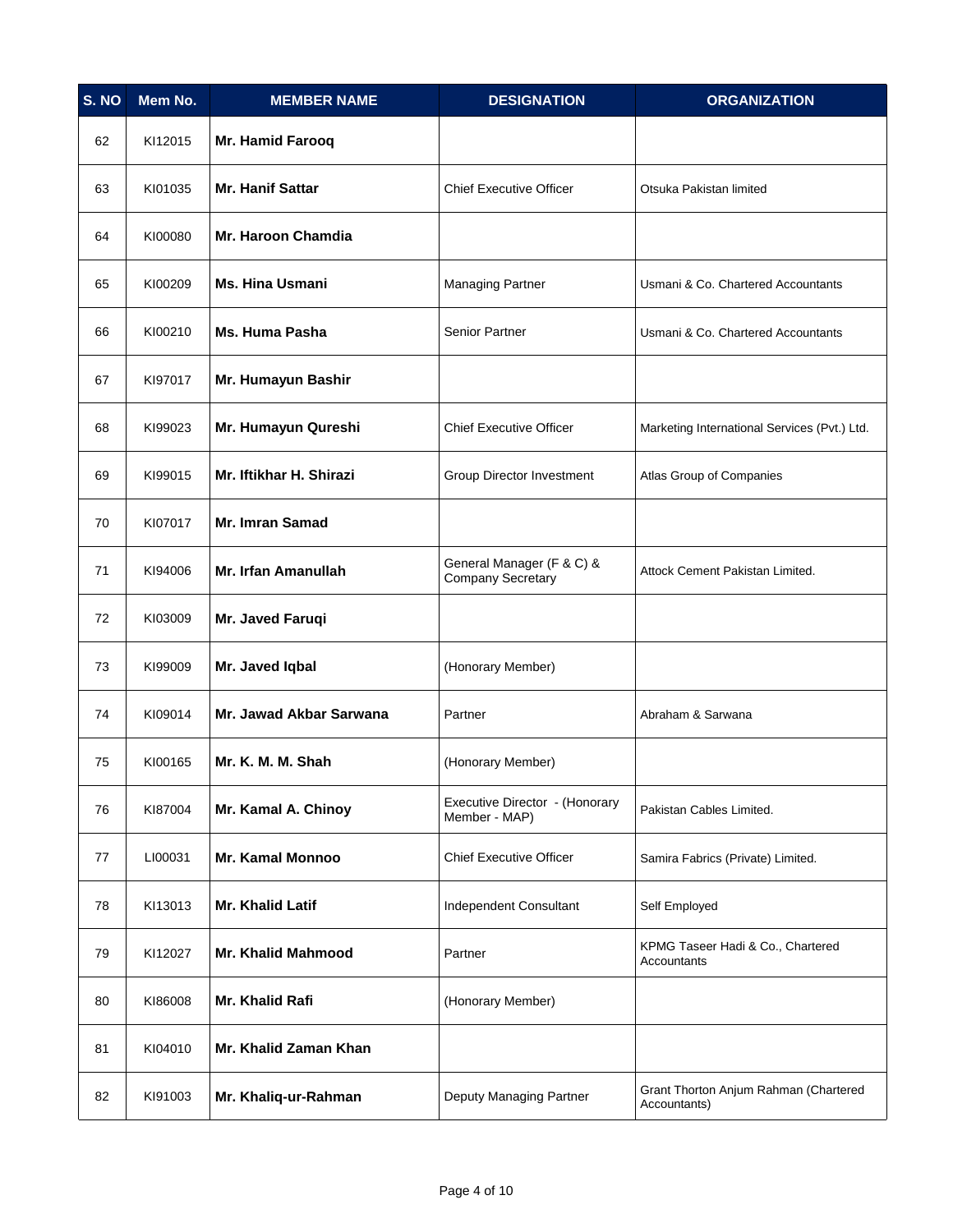| S. NO | Mem No. | MEMBER NAME | DESIGNATION | ORGANIZATION |
|---|---|---|---|---|
| 62 | KI12015 | **Mr. Hamid Farooq** | | |
| 63 | KI01035 | **Mr. Hanif Sattar** | Chief Executive Officer | Otsuka Pakistan limited |
| 64 | KI00080 | **Mr. Haroon Chamdia** | | |
| 65 | KI00209 | **Ms. Hina Usmani** | Managing Partner | Usmani & Co. Chartered Accountants |
| 66 | KI00210 | **Ms. Huma Pasha** | Senior Partner | Usmani & Co. Chartered Accountants |
| 67 | KI97017 | **Mr. Humayun Bashir** | | |
| 68 | KI99023 | **Mr. Humayun Qureshi** | Chief Executive Officer | Marketing International Services (Pvt.) Ltd. |
| 69 | KI99015 | **Mr. Iftikhar H. Shirazi** | Group Director Investment | Atlas Group of Companies |
| 70 | KI07017 | **Mr. Imran Samad** | | |
| 71 | KI94006 | **Mr. Irfan Amanullah** | General Manager (F & C) & Company Secretary | Attock Cement Pakistan Limited. |
| 72 | KI03009 | **Mr. Javed Faruqi** | | |
| 73 | KI99009 | **Mr. Javed Iqbal** | (Honorary Member) | |
| 74 | KI09014 | **Mr. Jawad Akbar Sarwana** | Partner | Abraham & Sarwana |
| 75 | KI00165 | **Mr. K. M. M. Shah** | (Honorary Member) | |
| 76 | KI87004 | **Mr. Kamal A. Chinoy** | Executive Director - (Honorary Member - MAP) | Pakistan Cables Limited. |
| 77 | LI00031 | **Mr. Kamal Monnoo** | Chief Executive Officer | Samira Fabrics (Private) Limited. |
| 78 | KI13013 | **Mr. Khalid Latif** | Independent Consultant | Self Employed |
| 79 | KI12027 | **Mr. Khalid Mahmood** | Partner | KPMG Taseer Hadi & Co., Chartered Accountants |
| 80 | KI86008 | **Mr. Khalid Rafi** | (Honorary Member) | |
| 81 | KI04010 | **Mr. Khalid Zaman Khan** | | |
| 82 | KI91003 | **Mr. Khaliq-ur-Rahman** | Deputy Managing Partner | Grant Thorton Anjum Rahman (Chartered Accountants) |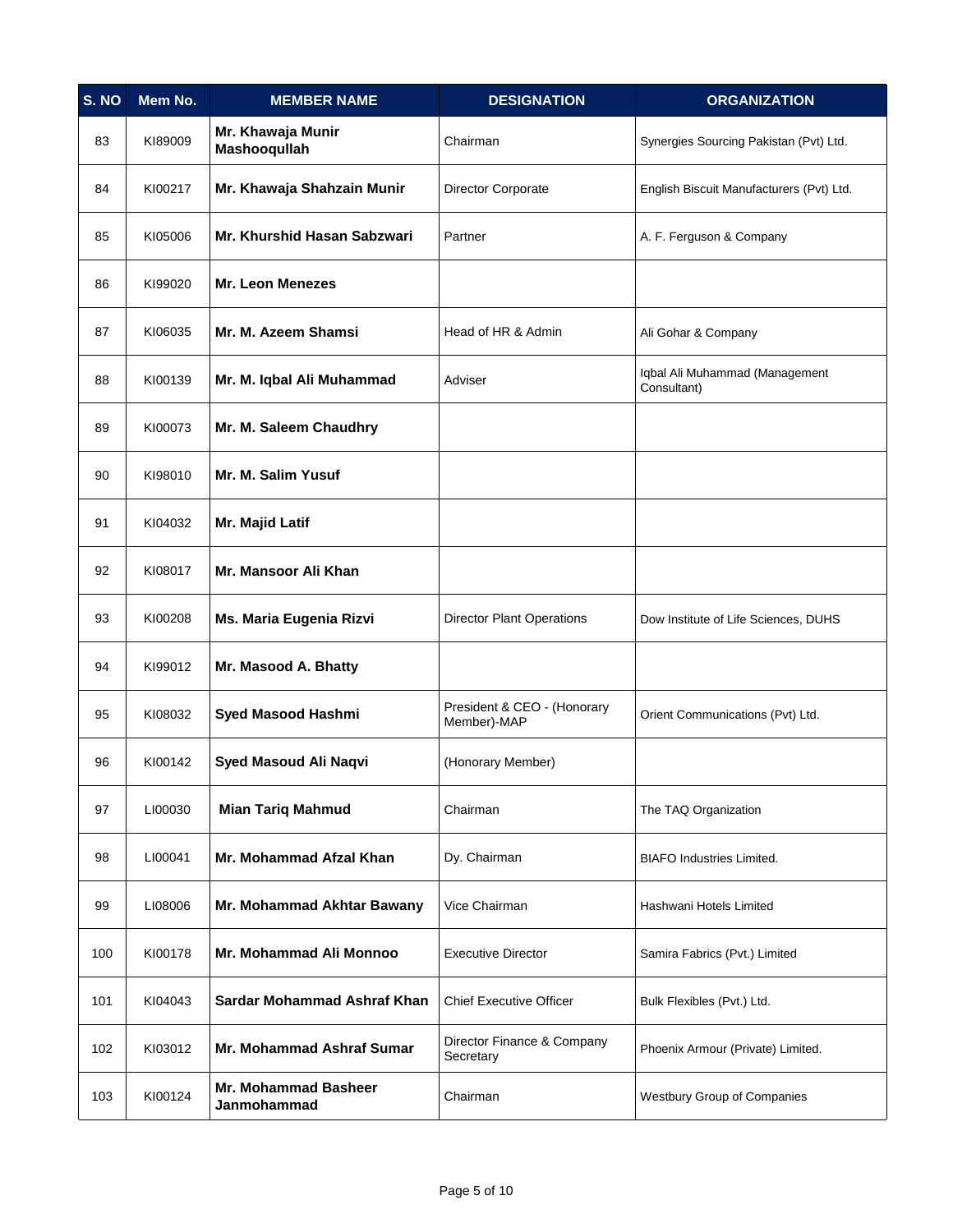| S. NO | Mem No. | MEMBER NAME | DESIGNATION | ORGANIZATION |
|---|---|---|---|---|
| 83 | KI89009 | **Mr. Khawaja Munir Mashooqullah** | Chairman | Synergies Sourcing Pakistan (Pvt) Ltd. |
| 84 | KI00217 | **Mr. Khawaja Shahzain Munir** | Director Corporate | English Biscuit Manufacturers (Pvt) Ltd. |
| 85 | KI05006 | **Mr. Khurshid Hasan Sabzwari** | Partner | A. F. Ferguson & Company |
| 86 | KI99020 | **Mr. Leon Menezes** | | |
| 87 | KI06035 | **Mr. M. Azeem Shamsi** | Head of HR & Admin | Ali Gohar & Company |
| 88 | KI00139 | **Mr. M. Iqbal Ali Muhammad** | Adviser | Iqbal Ali Muhammad (Management Consultant) |
| 89 | KI00073 | **Mr. M. Saleem Chaudhry** | | |
| 90 | KI98010 | **Mr. M. Salim Yusuf** | | |
| 91 | KI04032 | **Mr. Majid Latif** | | |
| 92 | KI08017 | **Mr. Mansoor Ali Khan** | | |
| 93 | KI00208 | **Ms. Maria Eugenia Rizvi** | Director Plant Operations | Dow Institute of Life Sciences, DUHS |
| 94 | KI99012 | **Mr. Masood A. Bhatty** | | |
| 95 | KI08032 | **Syed Masood Hashmi** | President & CEO - (Honorary Member)-MAP | Orient Communications (Pvt) Ltd. |
| 96 | KI00142 | **Syed Masoud Ali Naqvi** | (Honorary Member) | |
| 97 | LI00030 | **Mian Tariq Mahmud** | Chairman | The TAQ Organization |
| 98 | LI00041 | **Mr. Mohammad Afzal Khan** | Dy. Chairman | BIAFO Industries Limited. |
| 99 | LI08006 | **Mr. Mohammad Akhtar Bawany** | Vice Chairman | Hashwani Hotels Limited |
| 100 | KI00178 | **Mr. Mohammad Ali Monnoo** | Executive Director | Samira Fabrics (Pvt.) Limited |
| 101 | KI04043 | **Sardar Mohammad Ashraf Khan** | Chief Executive Officer | Bulk Flexibles (Pvt.) Ltd. |
| 102 | KI03012 | **Mr. Mohammad Ashraf Sumar** | Director Finance & Company Secretary | Phoenix Armour (Private) Limited. |
| 103 | KI00124 | **Mr. Mohammad Basheer Janmohammad** | Chairman | Westbury Group of Companies |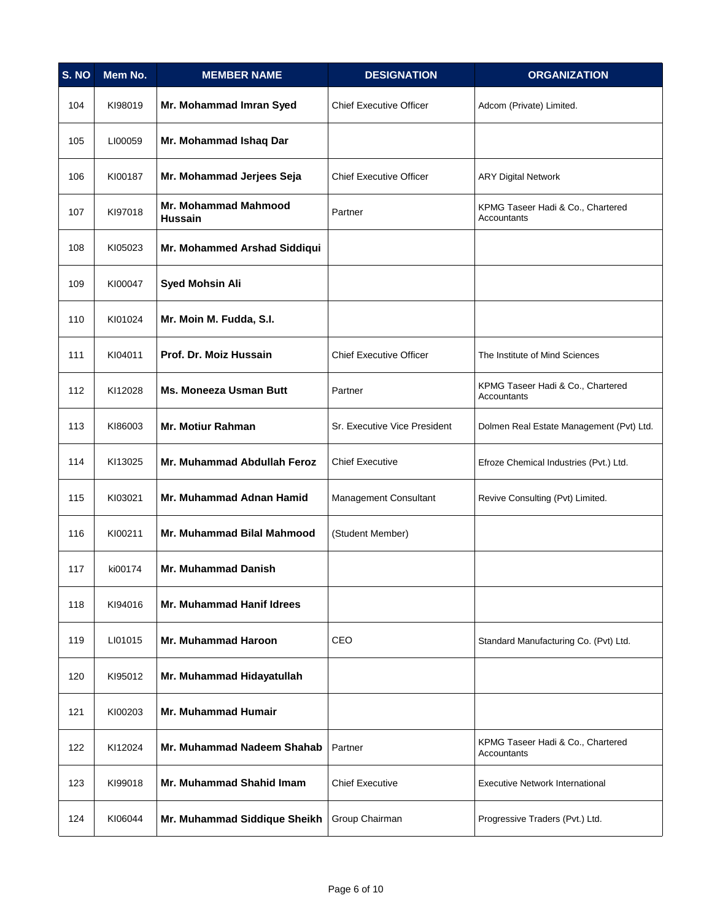| S. NO | Mem No. | MEMBER NAME | DESIGNATION | ORGANIZATION |
|---|---|---|---|---|
| 104 | KI98019 | **Mr. Mohammad Imran Syed** | Chief Executive Officer | Adcom (Private) Limited. |
| 105 | LI00059 | **Mr. Mohammad Ishaq Dar** | | |
| 106 | KI00187 | **Mr. Mohammad Jerjees Seja** | Chief Executive Officer | ARY Digital Network |
| 107 | KI97018 | **Mr. Mohammad Mahmood Hussain** | Partner | KPMG Taseer Hadi & Co., Chartered Accountants |
| 108 | KI05023 | **Mr. Mohammed Arshad Siddiqui** | | |
| 109 | KI00047 | **Syed Mohsin Ali** | | |
| 110 | KI01024 | **Mr. Moin M. Fudda, S.I.** | | |
| 111 | KI04011 | **Prof. Dr. Moiz Hussain** | Chief Executive Officer | The Institute of Mind Sciences |
| 112 | KI12028 | **Ms. Moneeza Usman Butt** | Partner | KPMG Taseer Hadi & Co., Chartered Accountants |
| 113 | KI86003 | **Mr. Motiur Rahman** | Sr. Executive Vice President | Dolmen Real Estate Management (Pvt) Ltd. |
| 114 | KI13025 | **Mr. Muhammad Abdullah Feroz** | Chief Executive | Efroze Chemical Industries (Pvt.) Ltd. |
| 115 | KI03021 | **Mr. Muhammad Adnan Hamid** | Management Consultant | Revive Consulting (Pvt) Limited. |
| 116 | KI00211 | **Mr. Muhammad Bilal Mahmood** | (Student Member) | |
| 117 | ki00174 | **Mr. Muhammad Danish** | | |
| 118 | KI94016 | **Mr. Muhammad Hanif Idrees** | | |
| 119 | LI01015 | **Mr. Muhammad Haroon** | CEO | Standard Manufacturing Co. (Pvt) Ltd. |
| 120 | KI95012 | **Mr. Muhammad Hidayatullah** | | |
| 121 | KI00203 | **Mr. Muhammad Humair** | | |
| 122 | KI12024 | **Mr. Muhammad Nadeem Shahab** | Partner | KPMG Taseer Hadi & Co., Chartered Accountants |
| 123 | KI99018 | **Mr. Muhammad Shahid Imam** | Chief Executive | Executive Network International |
| 124 | KI06044 | **Mr. Muhammad Siddique Sheikh** | Group Chairman | Progressive Traders (Pvt.) Ltd. |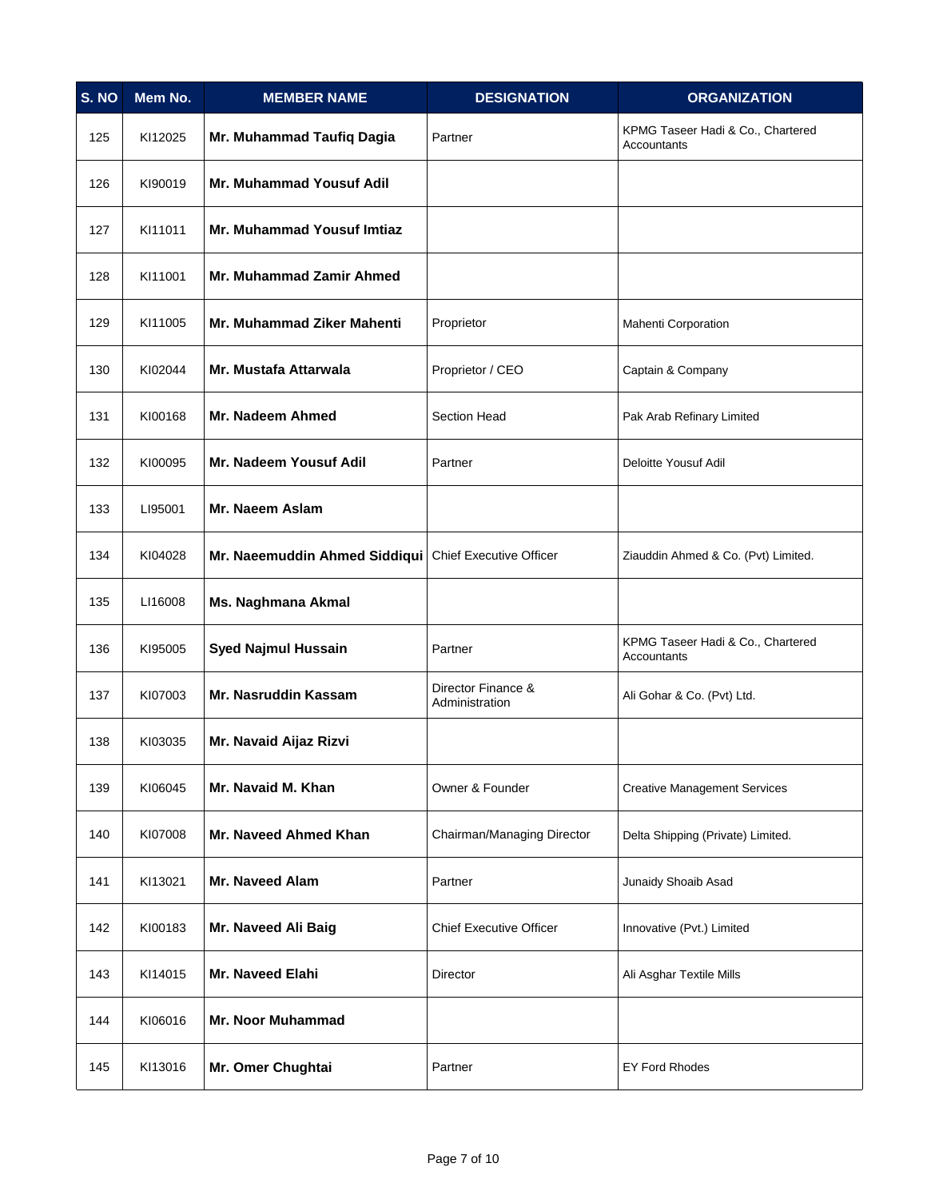| S. NO | Mem No. | MEMBER NAME | DESIGNATION | ORGANIZATION |
|---|---|---|---|---|
| 125 | KI12025 | **Mr. Muhammad Taufiq Dagia** | Partner | KPMG Taseer Hadi & Co., Chartered Accountants |
| 126 | KI90019 | **Mr. Muhammad Yousuf Adil** | | |
| 127 | KI11011 | **Mr. Muhammad Yousuf Imtiaz** | | |
| 128 | KI11001 | **Mr. Muhammad Zamir Ahmed** | | |
| 129 | KI11005 | **Mr. Muhammad Ziker Mahenti** | Proprietor | Mahenti Corporation |
| 130 | KI02044 | **Mr. Mustafa Attarwala** | Proprietor / CEO | Captain & Company |
| 131 | KI00168 | **Mr. Nadeem Ahmed** | Section Head | Pak Arab Refinary Limited |
| 132 | KI00095 | **Mr. Nadeem Yousuf Adil** | Partner | Deloitte Yousuf Adil |
| 133 | LI95001 | **Mr. Naeem Aslam** | | |
| 134 | KI04028 | **Mr. Naeemuddin Ahmed Siddiqui** | Chief Executive Officer | Ziauddin Ahmed & Co. (Pvt) Limited. |
| 135 | LI16008 | **Ms. Naghmana Akmal** | | |
| 136 | KI95005 | **Syed Najmul Hussain** | Partner | KPMG Taseer Hadi & Co., Chartered Accountants |
| 137 | KI07003 | **Mr. Nasruddin Kassam** | Director Finance & Administration | Ali Gohar & Co. (Pvt) Ltd. |
| 138 | KI03035 | **Mr. Navaid Aijaz Rizvi** | | |
| 139 | KI06045 | **Mr. Navaid M. Khan** | Owner & Founder | Creative Management Services |
| 140 | KI07008 | **Mr. Naveed Ahmed Khan** | Chairman/Managing Director | Delta Shipping (Private) Limited. |
| 141 | KI13021 | **Mr. Naveed Alam** | Partner | Junaidy Shoaib Asad |
| 142 | KI00183 | **Mr. Naveed Ali Baig** | Chief Executive Officer | Innovative (Pvt.) Limited |
| 143 | KI14015 | **Mr. Naveed Elahi** | Director | Ali Asghar Textile Mills |
| 144 | KI06016 | **Mr. Noor Muhammad** | | |
| 145 | KI13016 | **Mr. Omer Chughtai** | Partner | EY Ford Rhodes |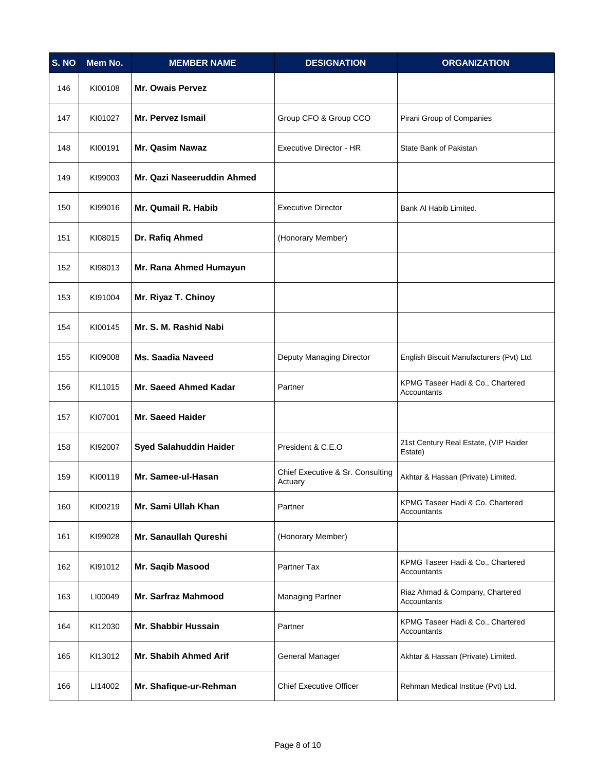| S. NO | Mem No. | MEMBER NAME | DESIGNATION | ORGANIZATION |
|---|---|---|---|---|
| 146 | KI00108 | **Mr. Owais Pervez** | | |
| 147 | KI01027 | **Mr. Pervez Ismail** | Group CFO & Group CCO | Pirani Group of Companies |
| 148 | KI00191 | **Mr. Qasim Nawaz** | Executive Director - HR | State Bank of Pakistan |
| 149 | KI99003 | **Mr. Qazi Naseeruddin Ahmed** | | |
| 150 | KI99016 | **Mr. Qumail R. Habib** | Executive Director | Bank Al Habib Limited. |
| 151 | KI08015 | **Dr. Rafiq Ahmed** | (Honorary Member) | |
| 152 | KI98013 | **Mr. Rana Ahmed Humayun** | | |
| 153 | KI91004 | **Mr. Riyaz T. Chinoy** | | |
| 154 | KI00145 | **Mr. S. M. Rashid Nabi** | | |
| 155 | KI09008 | **Ms. Saadia Naveed** | Deputy Managing Director | English Biscuit Manufacturers (Pvt) Ltd. |
| 156 | KI11015 | **Mr. Saeed Ahmed Kadar** | Partner | KPMG Taseer Hadi & Co., Chartered Accountants |
| 157 | KI07001 | **Mr. Saeed Haider** | | |
| 158 | KI92007 | **Syed Salahuddin Haider** | President & C.E.O | 21st Century Real Estate, (VIP Haider Estate) |
| 159 | KI00119 | **Mr. Samee-ul-Hasan** | Chief Executive & Sr. Consulting Actuary | Akhtar & Hassan (Private) Limited. |
| 160 | KI00219 | **Mr. Sami Ullah Khan** | Partner | KPMG Taseer Hadi & Co. Chartered Accountants |
| 161 | KI99028 | **Mr. Sanaullah Qureshi** | (Honorary Member) | |
| 162 | KI91012 | **Mr. Saqib Masood** | Partner Tax | KPMG Taseer Hadi & Co., Chartered Accountants |
| 163 | LI00049 | **Mr. Sarfraz Mahmood** | Managing Partner | Riaz Ahmad & Company, Chartered Accountants |
| 164 | KI12030 | **Mr. Shabbir Hussain** | Partner | KPMG Taseer Hadi & Co., Chartered Accountants |
| 165 | KI13012 | **Mr. Shabih Ahmed Arif** | General Manager | Akhtar & Hassan (Private) Limited. |
| 166 | LI14002 | **Mr. Shafique-ur-Rehman** | Chief Executive Officer | Rehman Medical Institue (Pvt) Ltd. |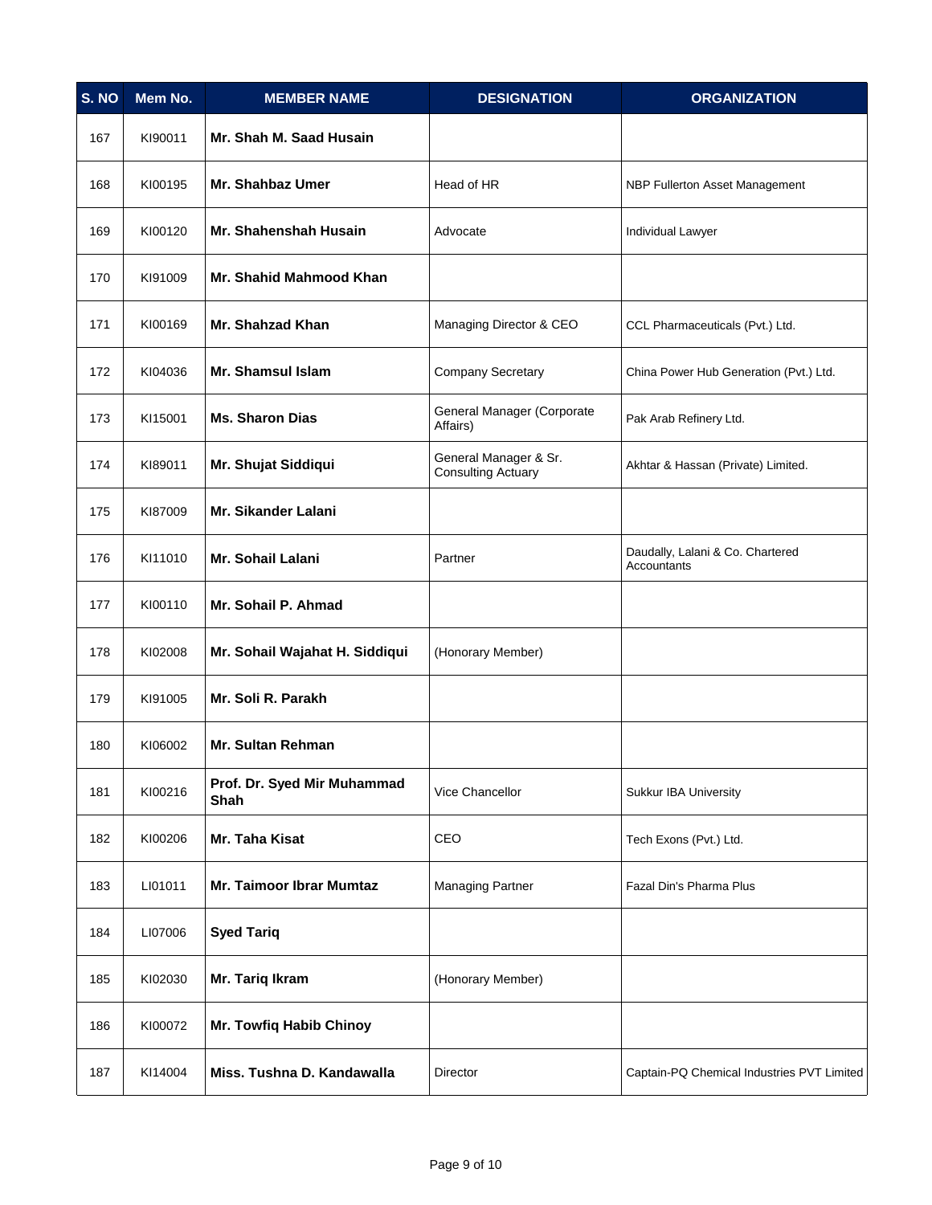| S. NO | Mem No. | MEMBER NAME | DESIGNATION | ORGANIZATION |
|---|---|---|---|---|
| 167 | KI90011 | **Mr. Shah M. Saad Husain** | | |
| 168 | KI00195 | **Mr. Shahbaz Umer** | Head of HR | NBP Fullerton Asset Management |
| 169 | KI00120 | **Mr. Shahenshah Husain** | Advocate | Individual Lawyer |
| 170 | KI91009 | **Mr. Shahid Mahmood Khan** | | |
| 171 | KI00169 | **Mr. Shahzad Khan** | Managing Director & CEO | CCL Pharmaceuticals (Pvt.) Ltd. |
| 172 | KI04036 | **Mr. Shamsul Islam** | Company Secretary | China Power Hub Generation (Pvt.) Ltd. |
| 173 | KI15001 | **Ms. Sharon Dias** | General Manager (Corporate Affairs) | Pak Arab Refinery Ltd. |
| 174 | KI89011 | **Mr. Shujat Siddiqui** | General Manager & Sr. Consulting Actuary | Akhtar & Hassan (Private) Limited. |
| 175 | KI87009 | **Mr. Sikander Lalani** | | |
| 176 | KI11010 | **Mr. Sohail Lalani** | Partner | Daudally, Lalani & Co. Chartered Accountants |
| 177 | KI00110 | **Mr. Sohail P. Ahmad** | | |
| 178 | KI02008 | **Mr. Sohail Wajahat H. Siddiqui** | (Honorary Member) | |
| 179 | KI91005 | **Mr. Soli R. Parakh** | | |
| 180 | KI06002 | **Mr. Sultan Rehman** | | |
| 181 | KI00216 | **Prof. Dr. Syed Mir Muhammad Shah** | Vice Chancellor | Sukkur IBA University |
| 182 | KI00206 | **Mr. Taha Kisat** | CEO | Tech Exons (Pvt.) Ltd. |
| 183 | LI01011 | **Mr. Taimoor Ibrar Mumtaz** | Managing Partner | Fazal Din's Pharma Plus |
| 184 | LI07006 | **Syed Tariq** | | |
| 185 | KI02030 | **Mr. Tariq Ikram** | (Honorary Member) | |
| 186 | KI00072 | **Mr. Towfiq Habib Chinoy** | | |
| 187 | KI14004 | **Miss. Tushna D. Kandawalla** | Director | Captain-PQ Chemical Industries PVT Limited |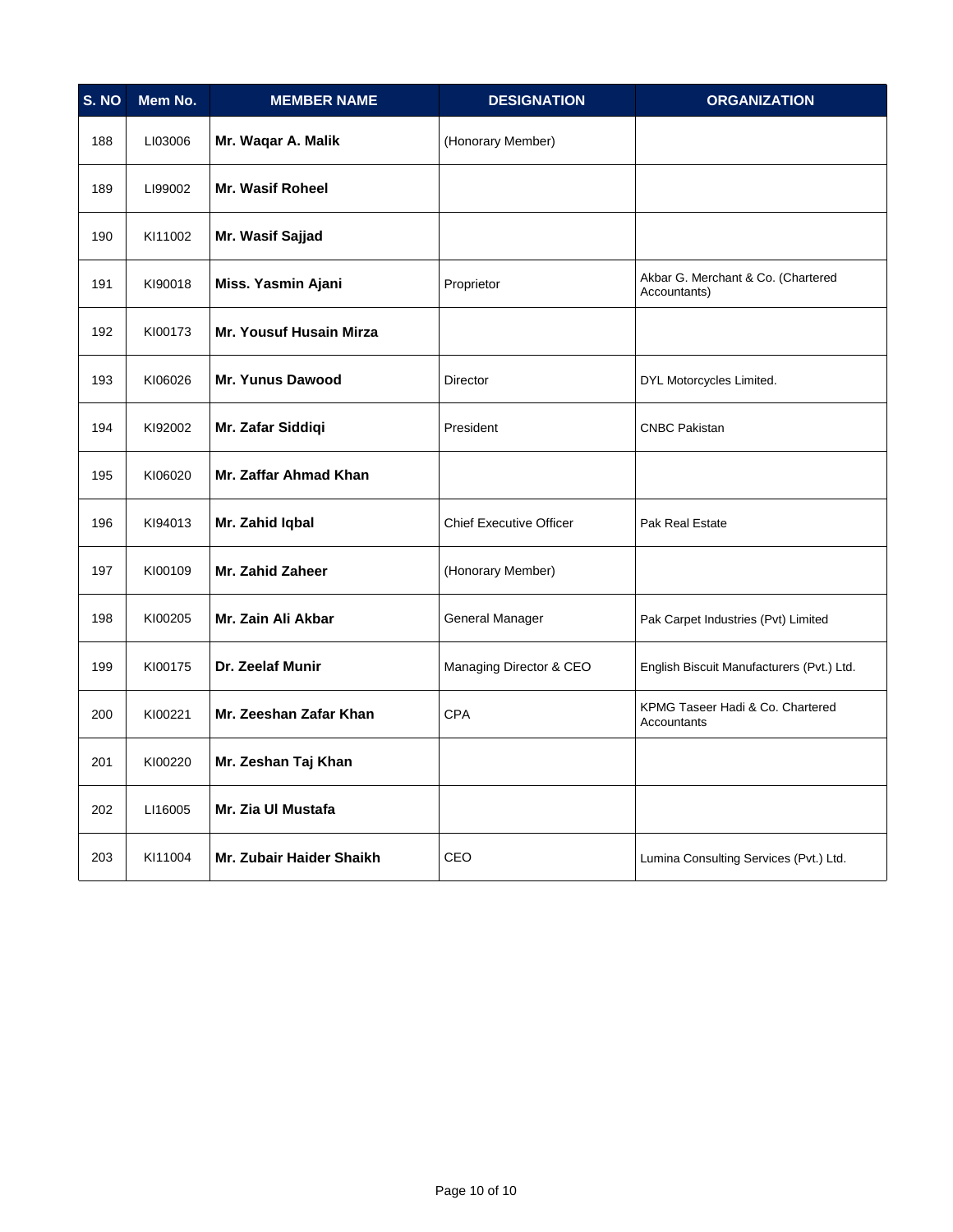| S. NO | Mem No. | MEMBER NAME | DESIGNATION | ORGANIZATION |
|---|---|---|---|---|
| 188 | LI03006 | **Mr. Waqar A. Malik** | (Honorary Member) | |
| 189 | LI99002 | **Mr. Wasif Roheel** | | |
| 190 | KI11002 | **Mr. Wasif Sajjad** | | |
| 191 | KI90018 | **Miss. Yasmin Ajani** | Proprietor | Akbar G. Merchant & Co. (Chartered Accountants) |
| 192 | KI00173 | **Mr. Yousuf Husain Mirza** | | |
| 193 | KI06026 | **Mr. Yunus Dawood** | Director | DYL Motorcycles Limited. |
| 194 | KI92002 | **Mr. Zafar Siddiqi** | President | CNBC Pakistan |
| 195 | KI06020 | **Mr. Zaffar Ahmad Khan** | | |
| 196 | KI94013 | **Mr. Zahid Iqbal** | Chief Executive Officer | Pak Real Estate |
| 197 | KI00109 | **Mr. Zahid Zaheer** | (Honorary Member) | |
| 198 | KI00205 | **Mr. Zain Ali Akbar** | General Manager | Pak Carpet Industries (Pvt) Limited |
| 199 | KI00175 | **Dr. Zeelaf Munir** | Managing Director & CEO | English Biscuit Manufacturers (Pvt.) Ltd. |
| 200 | KI00221 | **Mr. Zeeshan Zafar Khan** | CPA | KPMG Taseer Hadi & Co. Chartered Accountants |
| 201 | KI00220 | **Mr. Zeshan Taj Khan** | | |
| 202 | LI16005 | **Mr. Zia Ul Mustafa** | | |
| 203 | KI11004 | **Mr. Zubair Haider Shaikh** | CEO | Lumina Consulting Services (Pvt.) Ltd. |